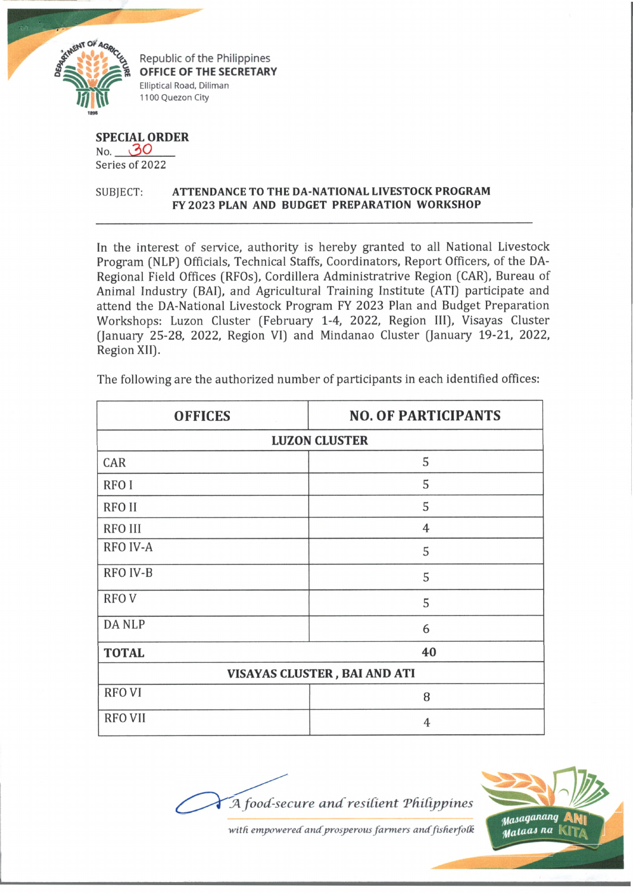Republic of the Philippines
**OFFICE OF THE SECRETARY**
Elliptical Road, Diliman
1100 Quezon City

**SPECIAL ORDER**
No. 30
Series of 2022

SUBJECT: **ATTENDANCE TO THE DA-NATIONAL LIVESTOCK PROGRAM FY 2023 PLAN AND BUDGET PREPARATION WORKSHOP**

In the interest of service, authority is hereby granted to all National Livestock Program (NLP) Officials, Technical Staffs, Coordinators, Report Officers, of the DA-Regional Field Offices (RFOs), Cordillera Administratrive Region (CAR), Bureau of Animal Industry (BAI), and Agricultural Training Institute (ATI) participate and attend the DA-National Livestock Program FY 2023 Plan and Budget Preparation Workshops: Luzon Cluster (February 1-4, 2022, Region III), Visayas Cluster (January 25-28, 2022, Region VI) and Mindanao Cluster (January 19-21, 2022, Region XII).

The following are the authorized number of participants in each identified offices:

| OFFICES | NO. OF PARTICIPANTS |
|---|---|
| **LUZON CLUSTER** | |
| CAR | 5 |
| RFO I | 5 |
| RFO II | 5 |
| RFO III | 4 |
| RFO IV-A | 5 |
| RFO IV-B | 5 |
| RFO V | 5 |
| DA NLP | 6 |
| **TOTAL** | **40** |
| **VISAYAS CLUSTER , BAI AND ATI** | |
| RFO VI | 8 |
| RFO VII | 4 |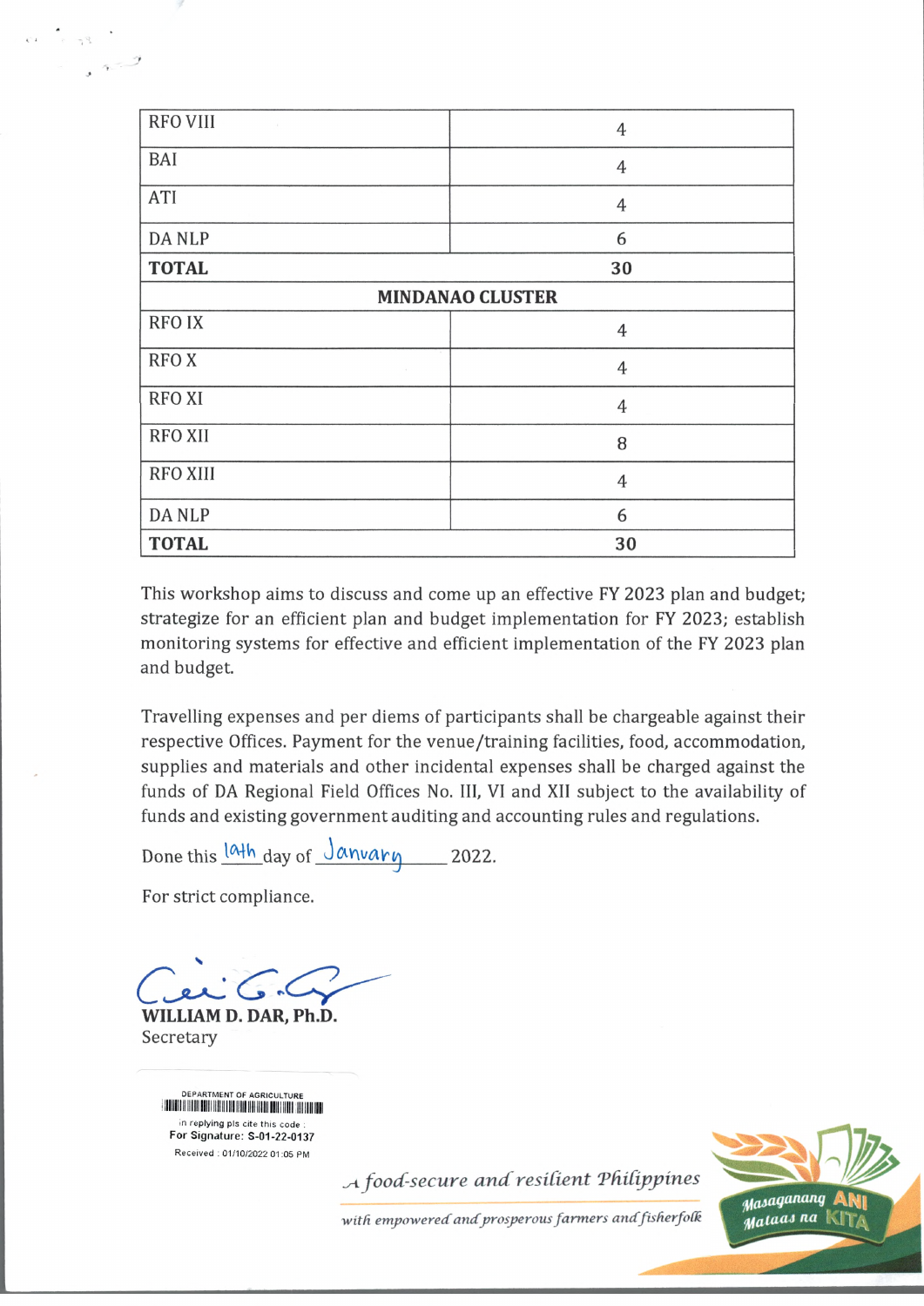| | |
|---|---|
| RFO VIII | 4 |
| BAI | 4 |
| ATI | 4 |
| DA NLP | 6 |
| **TOTAL** | **30** |
| **MINDANAO CLUSTER** | |
| RFO IX | 4 |
| RFO X | 4 |
| RFO XI | 4 |
| RFO XII | 8 |
| RFO XIII | 4 |
| DA NLP | 6 |
| **TOTAL** | **30** |

This workshop aims to discuss and come up an effective FY 2023 plan and budget; strategize for an efficient plan and budget implementation for FY 2023; establish monitoring systems for effective and efficient implementation of the FY 2023 plan and budget.

Travelling expenses and per diems of participants shall be chargeable against their respective Offices. Payment for the venue/training facilities, food, accommodation, supplies and materials and other incidental expenses shall be charged against the funds of DA Regional Field Offices No. III, VI and XII subject to the availability of funds and existing government auditing and accounting rules and regulations.

Done this 14th day of January 2022.

For strict compliance.

**WILLIAM D. DAR, Ph.D.**
Secretary

DEPARTMENT OF AGRICULTURE
in replying pls cite this code :
For Signature: S-01-22-0137
Received : 01/10/2022 01:05 PM

*A food-secure and resilient Philippines with empowered and prosperous farmers and fisherfolk*

Masaganang ANI Mataas na KITA